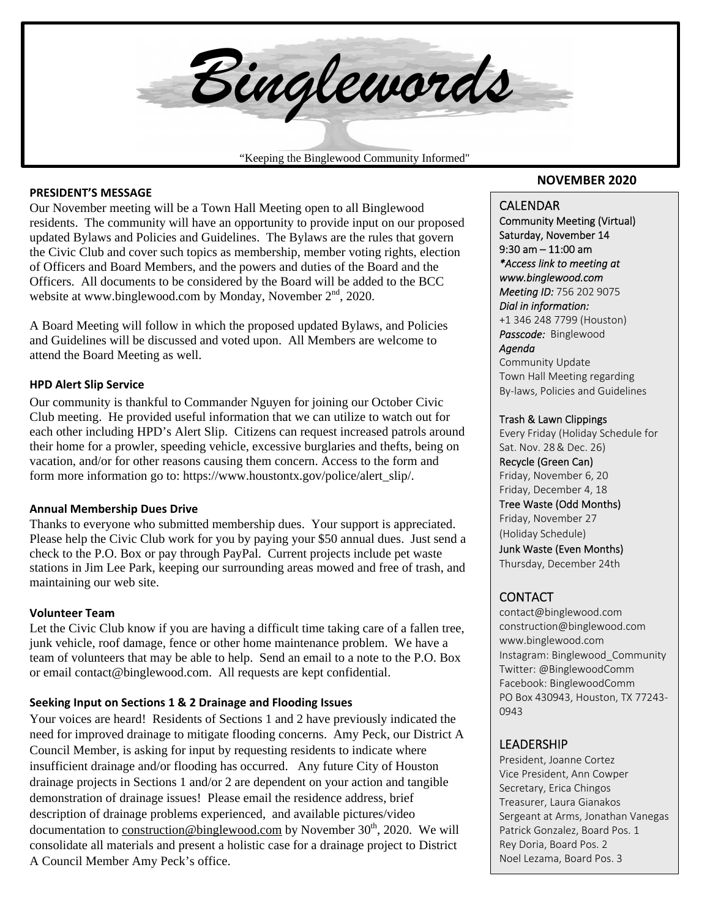# Binglewords

"Keeping the Binglewood Community Informed"

**NOVEMBER 2020**

### PRESIDENT'S MESSAGE

Our November meeting will be a Town Hall Meeting open to all Binglewood residents. The community will have an opportunity to provide input on our proposed updated Bylaws and Policies and Guidelines. The Bylaws are the rules that govern the Civic Club and cover such topics as membership, member voting rights, election of Officers and Board Members, and the powers and duties of the Board and the Officers. All documents to be considered by the Board will be added to the BCC website at www.binglewood.com by Monday, November 2nd, 2020.

A Board Meeting will follow in which the proposed updated Bylaws, and Policies and Guidelines will be discussed and voted upon. All Members are welcome to attend the Board Meeting as well.

### HPD Alert Slip Service

Our community is thankful to Commander Nguyen for joining our October Civic Club meeting. He provided useful information that we can utilize to watch out for each other including HPD's Alert Slip. Citizens can request increased patrols around their home for a prowler, speeding vehicle, excessive burglaries and thefts, being on vacation, and/or for other reasons causing them concern. Access to the form and form more information go to: https://www.houstontx.gov/police/alert_slip/.

### Annual Membership Dues Drive

Thanks to everyone who submitted membership dues. Your support is appreciated. Please help the Civic Club work for you by paying your $50 annual dues. Just send a check to the P.O. Box or pay through PayPal. Current projects include pet waste stations in Jim Lee Park, keeping our surrounding areas mowed and free of trash, and maintaining our web site.

### Volunteer Team

Let the Civic Club know if you are having a difficult time taking care of a fallen tree, junk vehicle, roof damage, fence or other home maintenance problem. We have a team of volunteers that may be able to help. Send an email to a note to the P.O. Box or email contact@binglewood.com. All requests are kept confidential.

### Seeking Input on Sections 1 & 2 Drainage and Flooding Issues

Your voices are heard! Residents of Sections 1 and 2 have previously indicated the need for improved drainage to mitigate flooding concerns. Amy Peck, our District A Council Member, is asking for input by requesting residents to indicate where insufficient drainage and/or flooding has occurred. Any future City of Houston drainage projects in Sections 1 and/or 2 are dependent on your action and tangible demonstration of drainage issues! Please email the residence address, brief description of drainage problems experienced, and available pictures/video documentation to construction@binglewood.com by November 30th, 2020. We will consolidate all materials and present a holistic case for a drainage project to District A Council Member Amy Peck's office.

## CALENDAR

**Community Meeting (Virtual)**
Saturday, November 14
9:30 am – 11:00 am
*\*Access link to meeting at www.binglewood.com*
*Meeting ID:* 756 202 9075
*Dial in information:*
+1 346 248 7799 (Houston)
***Passcode:*** Binglewood
*Agenda*
Community Update
Town Hall Meeting regarding By-laws, Policies and Guidelines

**Trash & Lawn Clippings**
Every Friday (Holiday Schedule for Sat. Nov. 28 & Dec. 26)

**Recycle (Green Can)**
Friday, November 6, 20
Friday, December 4, 18

**Tree Waste (Odd Months)**
Friday, November 27
(Holiday Schedule)

**Junk Waste (Even Months)**
Thursday, December 24th

## CONTACT

contact@binglewood.com
construction@binglewood.com
www.binglewood.com
Instagram: Binglewood_Community
Twitter: @BinglewoodComm
Facebook: BinglewoodComm
PO Box 430943, Houston, TX 77243-0943

## LEADERSHIP

President, Joanne Cortez
Vice President, Ann Cowper
Secretary, Erica Chingos
Treasurer, Laura Gianakos
Sergeant at Arms, Jonathan Vanegas
Patrick Gonzalez, Board Pos. 1
Rey Doria, Board Pos. 2
Noel Lezama, Board Pos. 3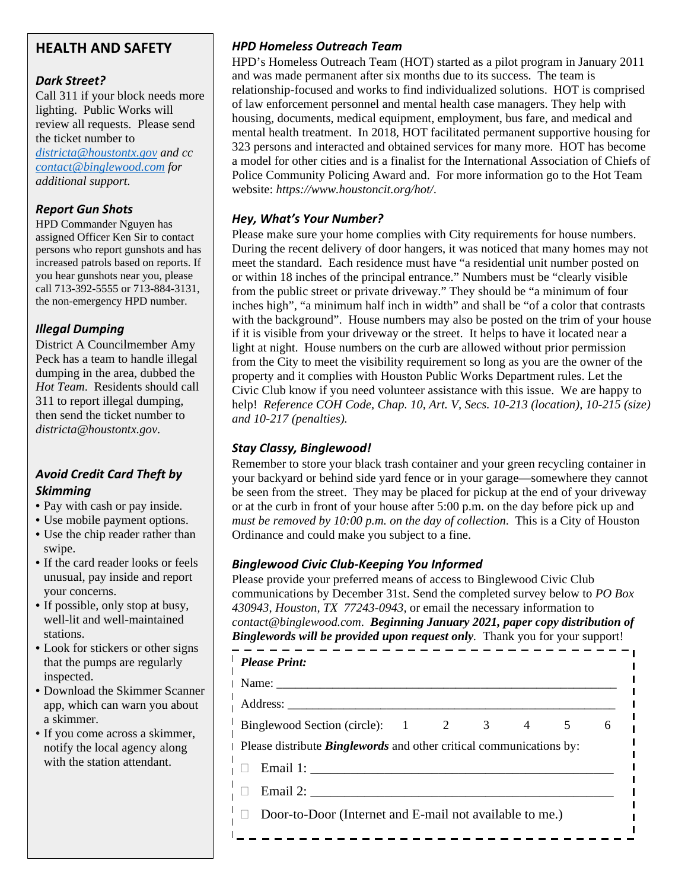## HEALTH AND SAFETY

### *Dark Street?*

Call 311 if your block needs more lighting. Public Works will review all requests. Please send the ticket number to *districta@houstontx.gov and cc contact@binglewood.com for additional support.*

### *Report Gun Shots*

HPD Commander Nguyen has assigned Officer Ken Sir to contact persons who report gunshots and has increased patrols based on reports. If you hear gunshots near you, please call 713-392-5555 or 713-884-3131, the non-emergency HPD number.

### *Illegal Dumping*

District A Councilmember Amy Peck has a team to handle illegal dumping in the area, dubbed the *Hot Team*. Residents should call 311 to report illegal dumping, then send the ticket number to *districta@houstontx.gov*.

### *Avoid Credit Card Theft by Skimming*

- Pay with cash or pay inside.
- Use mobile payment options.
- Use the chip reader rather than swipe.
- If the card reader looks or feels unusual, pay inside and report your concerns.
- If possible, only stop at busy, well-lit and well-maintained stations.
- Look for stickers or other signs that the pumps are regularly inspected.
- Download the Skimmer Scanner app, which can warn you about a skimmer.
- If you come across a skimmer, notify the local agency along with the station attendant.

### *HPD Homeless Outreach Team*

HPD's Homeless Outreach Team (HOT) started as a pilot program in January 2011 and was made permanent after six months due to its success. The team is relationship-focused and works to find individualized solutions. HOT is comprised of law enforcement personnel and mental health case managers. They help with housing, documents, medical equipment, employment, bus fare, and medical and mental health treatment. In 2018, HOT facilitated permanent supportive housing for 323 persons and interacted and obtained services for many more. HOT has become a model for other cities and is a finalist for the International Association of Chiefs of Police Community Policing Award and. For more information go to the Hot Team website: *https://www.houstoncit.org/hot/*.

### *Hey, What's Your Number?*

Please make sure your home complies with City requirements for house numbers. During the recent delivery of door hangers, it was noticed that many homes may not meet the standard. Each residence must have "a residential unit number posted on or within 18 inches of the principal entrance." Numbers must be "clearly visible from the public street or private driveway." They should be "a minimum of four inches high", "a minimum half inch in width" and shall be "of a color that contrasts with the background". House numbers may also be posted on the trim of your house if it is visible from your driveway or the street. It helps to have it located near a light at night. House numbers on the curb are allowed without prior permission from the City to meet the visibility requirement so long as you are the owner of the property and it complies with Houston Public Works Department rules. Let the Civic Club know if you need volunteer assistance with this issue. We are happy to help! *Reference COH Code, Chap. 10, Art. V, Secs. 10-213 (location), 10-215 (size) and 10-217 (penalties).*

### *Stay Classy, Binglewood!*

Remember to store your black trash container and your green recycling container in your backyard or behind side yard fence or in your garage—somewhere they cannot be seen from the street. They may be placed for pickup at the end of your driveway or at the curb in front of your house after 5:00 p.m. on the day before pick up and *must be removed by 10:00 p.m. on the day of collection*. This is a City of Houston Ordinance and could make you subject to a fine.

### *Binglewood Civic Club-Keeping You Informed*

Please provide your preferred means of access to Binglewood Civic Club communications by December 31st. Send the completed survey below to *PO Box 430943, Houston, TX 77243-0943*, or email the necessary information to *contact@binglewood.com*. ***Beginning January 2021, paper copy distribution of Binglewords will be provided upon request only***. Thank you for your support!

***Please Print:***

Name: ____________________________________________________

Address: __________________________________________________

Binglewood Section (circle): 1 2 3 4 5 6

Please distribute ***Binglewords*** and other critical communications by:

☐ Email 1: _____________________________________________

☐ Email 2: _____________________________________________

☐ Door-to-Door (Internet and E-mail not available to me.)